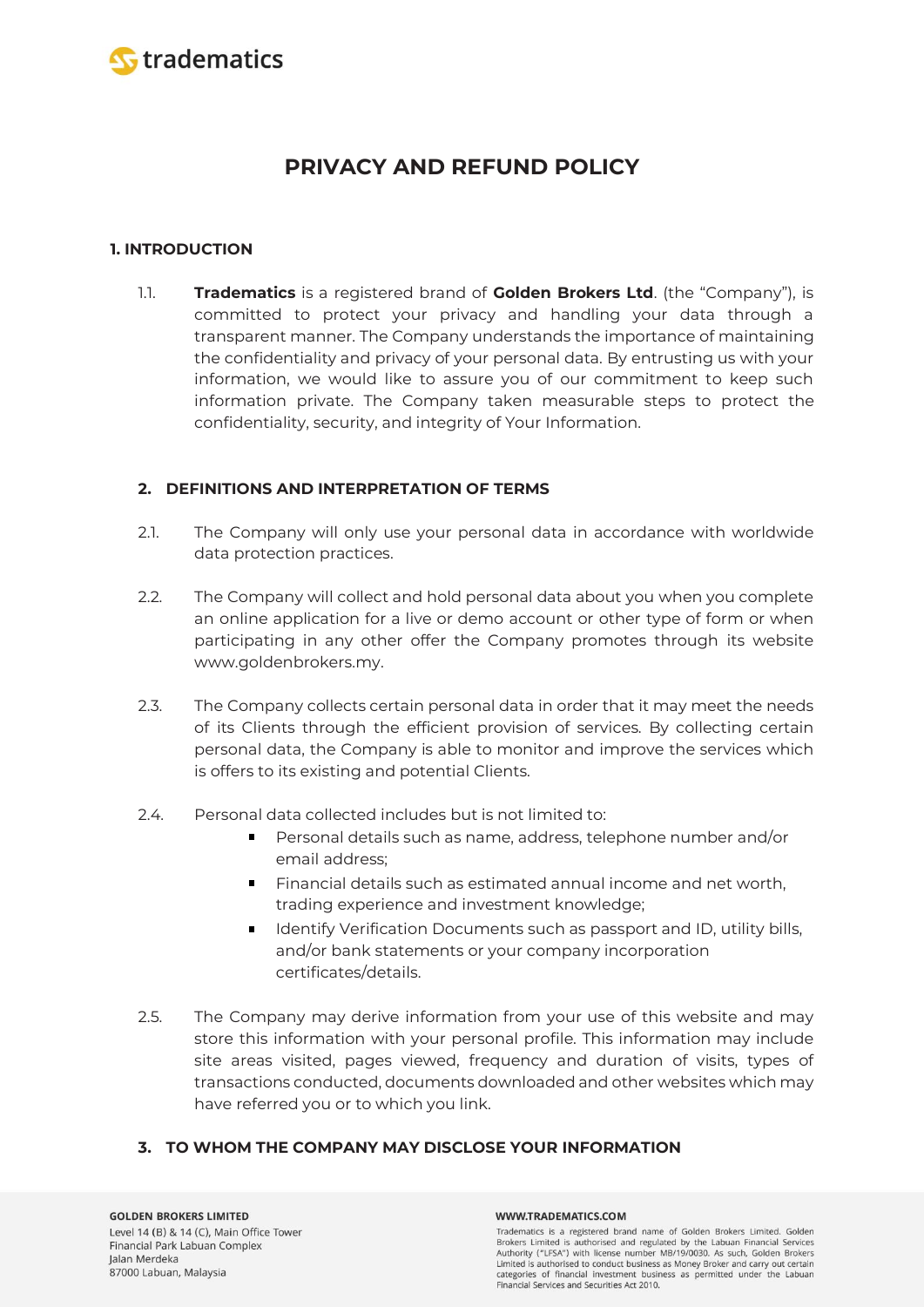# PRIVACY AND REFUND POLICY

## 1. INTRODUCTION

1.1. **Tradematics** is a registered brand of **Golden Brokers Ltd**. (the "Company"), is committed to protect your privacy and handling your data through a transparent manner. The Company understands the importance of maintaining the confidentiality and privacy of your personal data. By entrusting us with your information, we would like to assure you of our commitment to keep such information private. The Company taken measurable steps to protect the confidentiality, security, and integrity of Your Information.

## 2. DEFINITIONS AND INTERPRETATION OF TERMS

2.1. The Company will only use your personal data in accordance with worldwide data protection practices.

2.2. The Company will collect and hold personal data about you when you complete an online application for a live or demo account or other type of form or when participating in any other offer the Company promotes through its website www.goldenbrokers.my.

2.3. The Company collects certain personal data in order that it may meet the needs of its Clients through the efficient provision of services. By collecting certain personal data, the Company is able to monitor and improve the services which is offers to its existing and potential Clients.

2.4. Personal data collected includes but is not limited to:

- Personal details such as name, address, telephone number and/or email address;
- Financial details such as estimated annual income and net worth, trading experience and investment knowledge;
- Identify Verification Documents such as passport and ID, utility bills, and/or bank statements or your company incorporation certificates/details.

2.5. The Company may derive information from your use of this website and may store this information with your personal profile. This information may include site areas visited, pages viewed, frequency and duration of visits, types of transactions conducted, documents downloaded and other websites which may have referred you or to which you link.

## 3. TO WHOM THE COMPANY MAY DISCLOSE YOUR INFORMATION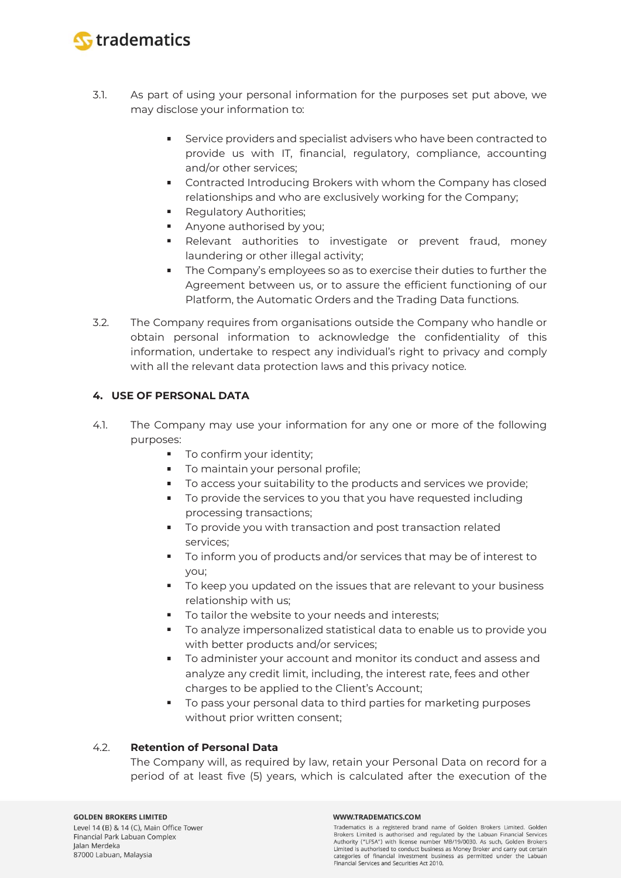3.1. As part of using your personal information for the purposes set put above, we may disclose your information to:

- Service providers and specialist advisers who have been contracted to provide us with IT, financial, regulatory, compliance, accounting and/or other services;
- Contracted Introducing Brokers with whom the Company has closed relationships and who are exclusively working for the Company;
- Regulatory Authorities;
- Anyone authorised by you;
- Relevant authorities to investigate or prevent fraud, money laundering or other illegal activity;
- The Company's employees so as to exercise their duties to further the Agreement between us, or to assure the efficient functioning of our Platform, the Automatic Orders and the Trading Data functions.

3.2. The Company requires from organisations outside the Company who handle or obtain personal information to acknowledge the confidentiality of this information, undertake to respect any individual's right to privacy and comply with all the relevant data protection laws and this privacy notice.

## 4. USE OF PERSONAL DATA

4.1. The Company may use your information for any one or more of the following purposes:

- To confirm your identity;
- To maintain your personal profile;
- To access your suitability to the products and services we provide;
- To provide the services to you that you have requested including processing transactions;
- To provide you with transaction and post transaction related services;
- To inform you of products and/or services that may be of interest to you;
- To keep you updated on the issues that are relevant to your business relationship with us;
- To tailor the website to your needs and interests;
- To analyze impersonalized statistical data to enable us to provide you with better products and/or services;
- To administer your account and monitor its conduct and assess and analyze any credit limit, including, the interest rate, fees and other charges to be applied to the Client's Account;
- To pass your personal data to third parties for marketing purposes without prior written consent;

4.2. **Retention of Personal Data**

The Company will, as required by law, retain your Personal Data on record for a period of at least five (5) years, which is calculated after the execution of the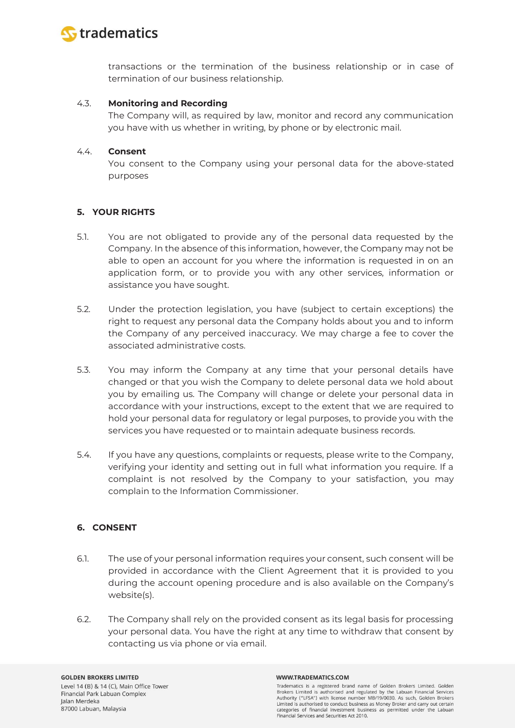transactions or the termination of the business relationship or in case of termination of our business relationship.

4.3. **Monitoring and Recording**
The Company will, as required by law, monitor and record any communication you have with us whether in writing, by phone or by electronic mail.

4.4. **Consent**
You consent to the Company using your personal data for the above-stated purposes

## 5. YOUR RIGHTS

5.1. You are not obligated to provide any of the personal data requested by the Company. In the absence of this information, however, the Company may not be able to open an account for you where the information is requested in on an application form, or to provide you with any other services, information or assistance you have sought.

5.2. Under the protection legislation, you have (subject to certain exceptions) the right to request any personal data the Company holds about you and to inform the Company of any perceived inaccuracy. We may charge a fee to cover the associated administrative costs.

5.3. You may inform the Company at any time that your personal details have changed or that you wish the Company to delete personal data we hold about you by emailing us. The Company will change or delete your personal data in accordance with your instructions, except to the extent that we are required to hold your personal data for regulatory or legal purposes, to provide you with the services you have requested or to maintain adequate business records.

5.4. If you have any questions, complaints or requests, please write to the Company, verifying your identity and setting out in full what information you require. If a complaint is not resolved by the Company to your satisfaction, you may complain to the Information Commissioner.

## 6. CONSENT

6.1. The use of your personal information requires your consent, such consent will be provided in accordance with the Client Agreement that it is provided to you during the account opening procedure and is also available on the Company's website(s).

6.2. The Company shall rely on the provided consent as its legal basis for processing your personal data. You have the right at any time to withdraw that consent by contacting us via phone or via email.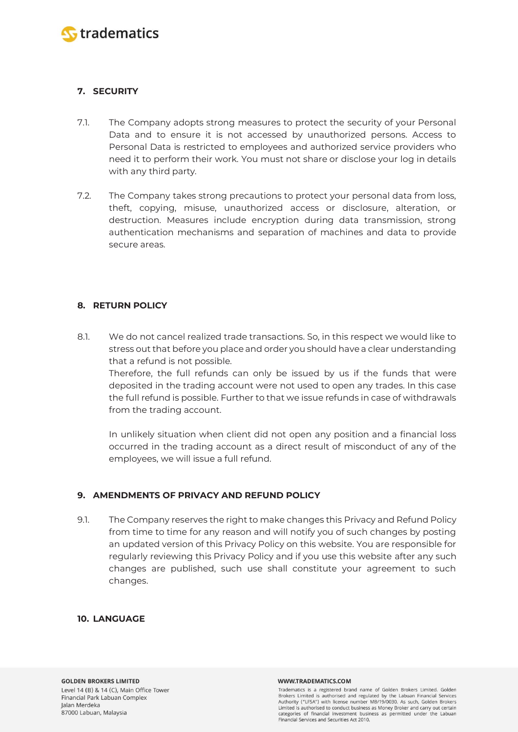## 7. SECURITY

7.1. The Company adopts strong measures to protect the security of your Personal Data and to ensure it is not accessed by unauthorized persons. Access to Personal Data is restricted to employees and authorized service providers who need it to perform their work. You must not share or disclose your log in details with any third party.

7.2. The Company takes strong precautions to protect your personal data from loss, theft, copying, misuse, unauthorized access or disclosure, alteration, or destruction. Measures include encryption during data transmission, strong authentication mechanisms and separation of machines and data to provide secure areas.

## 8. RETURN POLICY

8.1. We do not cancel realized trade transactions. So, in this respect we would like to stress out that before you place and order you should have a clear understanding that a refund is not possible.
Therefore, the full refunds can only be issued by us if the funds that were deposited in the trading account were not used to open any trades. In this case the full refund is possible. Further to that we issue refunds in case of withdrawals from the trading account.

In unlikely situation when client did not open any position and a financial loss occurred in the trading account as a direct result of misconduct of any of the employees, we will issue a full refund.

## 9. AMENDMENTS OF PRIVACY AND REFUND POLICY

9.1. The Company reserves the right to make changes this Privacy and Refund Policy from time to time for any reason and will notify you of such changes by posting an updated version of this Privacy Policy on this website. You are responsible for regularly reviewing this Privacy Policy and if you use this website after any such changes are published, such use shall constitute your agreement to such changes.

## 10. LANGUAGE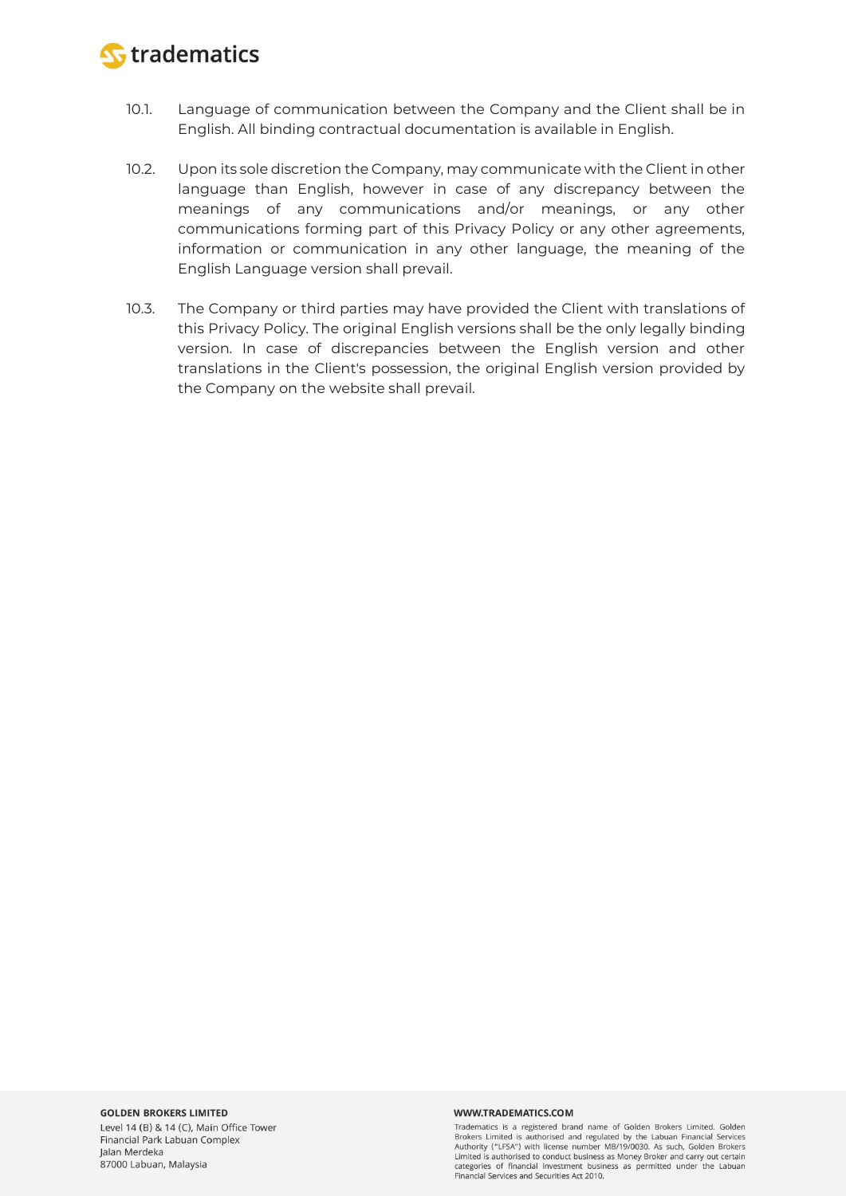10.1. Language of communication between the Company and the Client shall be in English. All binding contractual documentation is available in English.

10.2. Upon its sole discretion the Company, may communicate with the Client in other language than English, however in case of any discrepancy between the meanings of any communications and/or meanings, or any other communications forming part of this Privacy Policy or any other agreements, information or communication in any other language, the meaning of the English Language version shall prevail.

10.3. The Company or third parties may have provided the Client with translations of this Privacy Policy. The original English versions shall be the only legally binding version. In case of discrepancies between the English version and other translations in the Client's possession, the original English version provided by the Company on the website shall prevail.